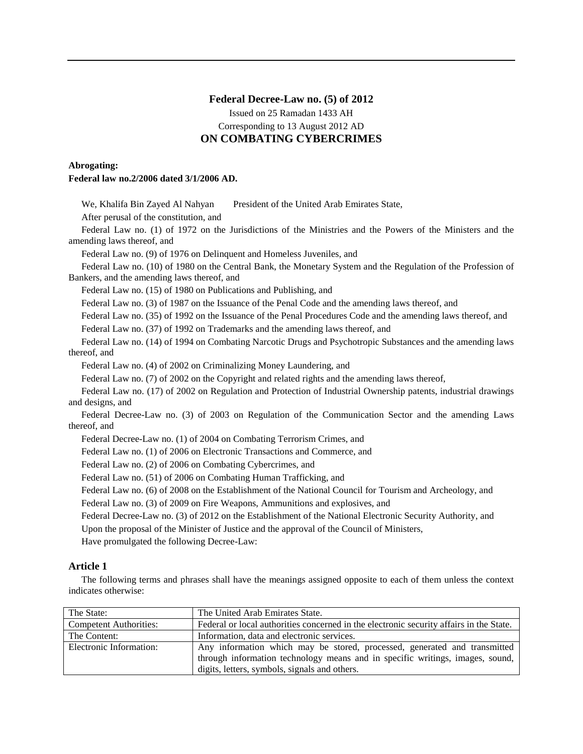# Federal Decree-Law no. (5) of 2012

Issued on 25 Ramadan 1433 AH

Corresponding to 13 August 2012 AD

## ON COMBATING CYBERCRIMES

**Abrogating:**

**Federal law no.2/2006 dated 3/1/2006 AD.**

We, Khalifa Bin Zayed Al Nahyan President of the United Arab Emirates State,

After perusal of the constitution, and

Federal Law no. (1) of 1972 on the Jurisdictions of the Ministries and the Powers of the Ministers and the amending laws thereof, and

Federal Law no. (9) of 1976 on Delinquent and Homeless Juveniles, and

Federal Law no. (10) of 1980 on the Central Bank, the Monetary System and the Regulation of the Profession of Bankers, and the amending laws thereof, and

Federal Law no. (15) of 1980 on Publications and Publishing, and

Federal Law no. (3) of 1987 on the Issuance of the Penal Code and the amending laws thereof, and

Federal Law no. (35) of 1992 on the Issuance of the Penal Procedures Code and the amending laws thereof, and

Federal Law no. (37) of 1992 on Trademarks and the amending laws thereof, and

Federal Law no. (14) of 1994 on Combating Narcotic Drugs and Psychotropic Substances and the amending laws thereof, and

Federal Law no. (4) of 2002 on Criminalizing Money Laundering, and

Federal Law no. (7) of 2002 on the Copyright and related rights and the amending laws thereof,

Federal Law no. (17) of 2002 on Regulation and Protection of Industrial Ownership patents, industrial drawings and designs, and

Federal Decree-Law no. (3) of 2003 on Regulation of the Communication Sector and the amending Laws thereof, and

Federal Decree-Law no. (1) of 2004 on Combating Terrorism Crimes, and

Federal Law no. (1) of 2006 on Electronic Transactions and Commerce, and

Federal Law no. (2) of 2006 on Combating Cybercrimes, and

Federal Law no. (51) of 2006 on Combating Human Trafficking, and

Federal Law no. (6) of 2008 on the Establishment of the National Council for Tourism and Archeology, and

Federal Law no. (3) of 2009 on Fire Weapons, Ammunitions and explosives, and

Federal Decree-Law no. (3) of 2012 on the Establishment of the National Electronic Security Authority, and

Upon the proposal of the Minister of Justice and the approval of the Council of Ministers,

Have promulgated the following Decree-Law:

### Article 1

The following terms and phrases shall have the meanings assigned opposite to each of them unless the context indicates otherwise:

| | |
|---|---|
| The State: | The United Arab Emirates State. |
| Competent Authorities: | Federal or local authorities concerned in the electronic security affairs in the State. |
| The Content: | Information, data and electronic services. |
| Electronic Information: | Any information which may be stored, processed, generated and transmitted through information technology means and in specific writings, images, sound, digits, letters, symbols, signals and others. |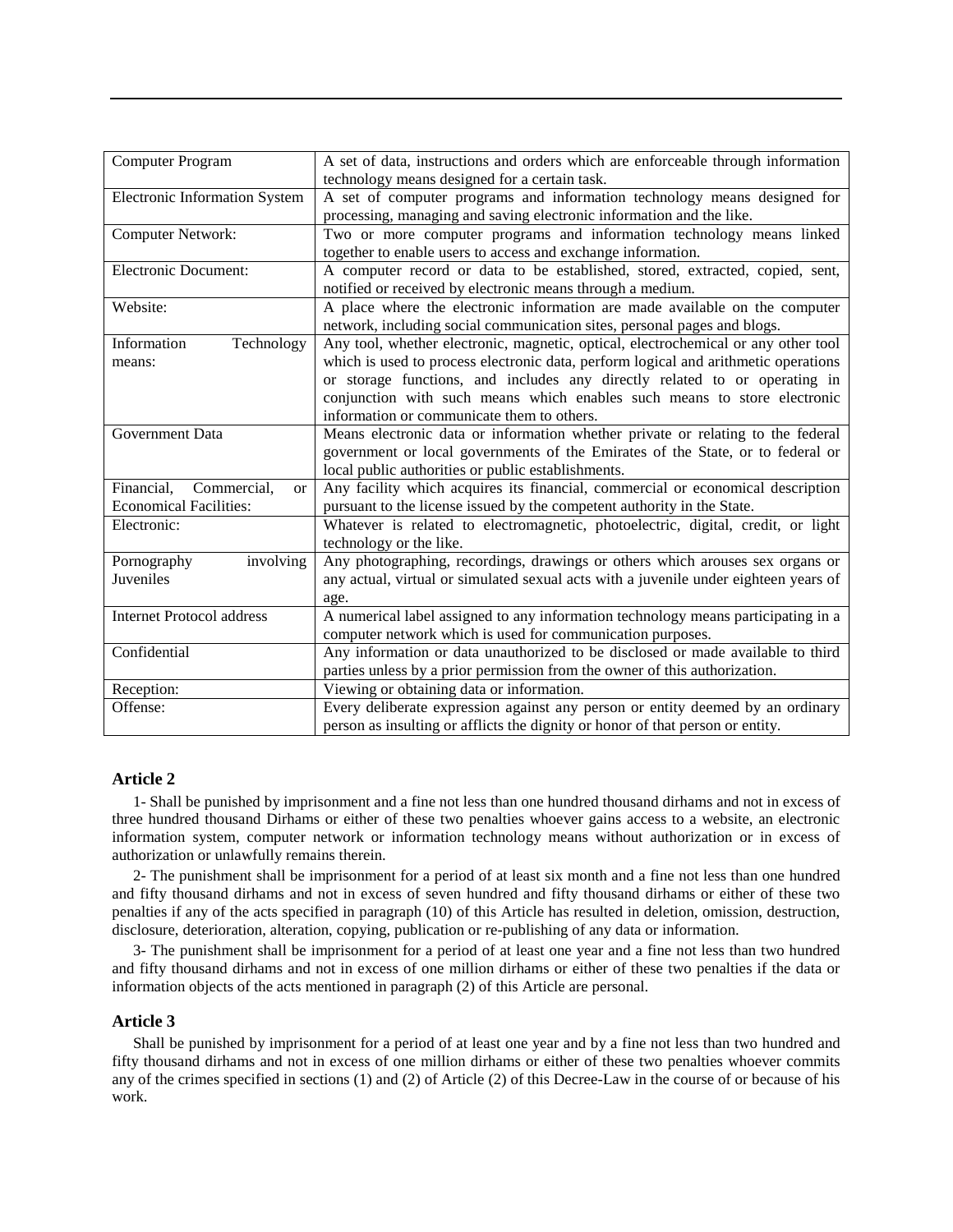| | |
|---|---|
| Computer Program | A set of data, instructions and orders which are enforceable through information technology means designed for a certain task. |
| Electronic Information System | A set of computer programs and information technology means designed for processing, managing and saving electronic information and the like. |
| Computer Network: | Two or more computer programs and information technology means linked together to enable users to access and exchange information. |
| Electronic Document: | A computer record or data to be established, stored, extracted, copied, sent, notified or received by electronic means through a medium. |
| Website: | A place where the electronic information are made available on the computer network, including social communication sites, personal pages and blogs. |
| Information Technology means: | Any tool, whether electronic, magnetic, optical, electrochemical or any other tool which is used to process electronic data, perform logical and arithmetic operations or storage functions, and includes any directly related to or operating in conjunction with such means which enables such means to store electronic information or communicate them to others. |
| Government Data | Means electronic data or information whether private or relating to the federal government or local governments of the Emirates of the State, or to federal or local public authorities or public establishments. |
| Financial, Commercial, or Economical Facilities: | Any facility which acquires its financial, commercial or economical description pursuant to the license issued by the competent authority in the State. |
| Electronic: | Whatever is related to electromagnetic, photoelectric, digital, credit, or light technology or the like. |
| Pornography involving Juveniles | Any photographing, recordings, drawings or others which arouses sex organs or any actual, virtual or simulated sexual acts with a juvenile under eighteen years of age. |
| Internet Protocol address | A numerical label assigned to any information technology means participating in a computer network which is used for communication purposes. |
| Confidential | Any information or data unauthorized to be disclosed or made available to third parties unless by a prior permission from the owner of this authorization. |
| Reception: | Viewing or obtaining data or information. |
| Offense: | Every deliberate expression against any person or entity deemed by an ordinary person as insulting or afflicts the dignity or honor of that person or entity. |

### Article 2

1- Shall be punished by imprisonment and a fine not less than one hundred thousand dirhams and not in excess of three hundred thousand Dirhams or either of these two penalties whoever gains access to a website, an electronic information system, computer network or information technology means without authorization or in excess of authorization or unlawfully remains therein.

2- The punishment shall be imprisonment for a period of at least six month and a fine not less than one hundred and fifty thousand dirhams and not in excess of seven hundred and fifty thousand dirhams or either of these two penalties if any of the acts specified in paragraph (10) of this Article has resulted in deletion, omission, destruction, disclosure, deterioration, alteration, copying, publication or re-publishing of any data or information.

3- The punishment shall be imprisonment for a period of at least one year and a fine not less than two hundred and fifty thousand dirhams and not in excess of one million dirhams or either of these two penalties if the data or information objects of the acts mentioned in paragraph (2) of this Article are personal.

### Article 3

Shall be punished by imprisonment for a period of at least one year and by a fine not less than two hundred and fifty thousand dirhams and not in excess of one million dirhams or either of these two penalties whoever commits any of the crimes specified in sections (1) and (2) of Article (2) of this Decree-Law in the course of or because of his work.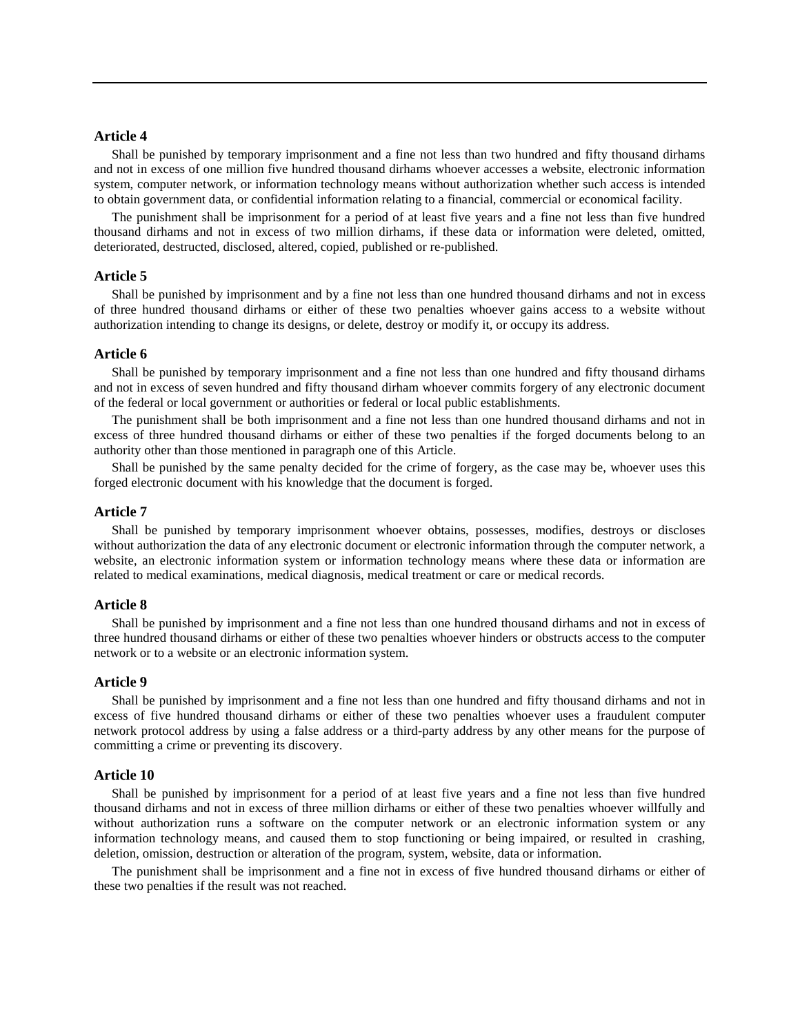## Article 4

Shall be punished by temporary imprisonment and a fine not less than two hundred and fifty thousand dirhams and not in excess of one million five hundred thousand dirhams whoever accesses a website, electronic information system, computer network, or information technology means without authorization whether such access is intended to obtain government data, or confidential information relating to a financial, commercial or economical facility.

The punishment shall be imprisonment for a period of at least five years and a fine not less than five hundred thousand dirhams and not in excess of two million dirhams, if these data or information were deleted, omitted, deteriorated, destructed, disclosed, altered, copied, published or re-published.

## Article 5

Shall be punished by imprisonment and by a fine not less than one hundred thousand dirhams and not in excess of three hundred thousand dirhams or either of these two penalties whoever gains access to a website without authorization intending to change its designs, or delete, destroy or modify it, or occupy its address.

## Article 6

Shall be punished by temporary imprisonment and a fine not less than one hundred and fifty thousand dirhams and not in excess of seven hundred and fifty thousand dirham whoever commits forgery of any electronic document of the federal or local government or authorities or federal or local public establishments.

The punishment shall be both imprisonment and a fine not less than one hundred thousand dirhams and not in excess of three hundred thousand dirhams or either of these two penalties if the forged documents belong to an authority other than those mentioned in paragraph one of this Article.

Shall be punished by the same penalty decided for the crime of forgery, as the case may be, whoever uses this forged electronic document with his knowledge that the document is forged.

## Article 7

Shall be punished by temporary imprisonment whoever obtains, possesses, modifies, destroys or discloses without authorization the data of any electronic document or electronic information through the computer network, a website, an electronic information system or information technology means where these data or information are related to medical examinations, medical diagnosis, medical treatment or care or medical records.

## Article 8

Shall be punished by imprisonment and a fine not less than one hundred thousand dirhams and not in excess of three hundred thousand dirhams or either of these two penalties whoever hinders or obstructs access to the computer network or to a website or an electronic information system.

## Article 9

Shall be punished by imprisonment and a fine not less than one hundred and fifty thousand dirhams and not in excess of five hundred thousand dirhams or either of these two penalties whoever uses a fraudulent computer network protocol address by using a false address or a third-party address by any other means for the purpose of committing a crime or preventing its discovery.

## Article 10

Shall be punished by imprisonment for a period of at least five years and a fine not less than five hundred thousand dirhams and not in excess of three million dirhams or either of these two penalties whoever willfully and without authorization runs a software on the computer network or an electronic information system or any information technology means, and caused them to stop functioning or being impaired, or resulted in crashing, deletion, omission, destruction or alteration of the program, system, website, data or information.

The punishment shall be imprisonment and a fine not in excess of five hundred thousand dirhams or either of these two penalties if the result was not reached.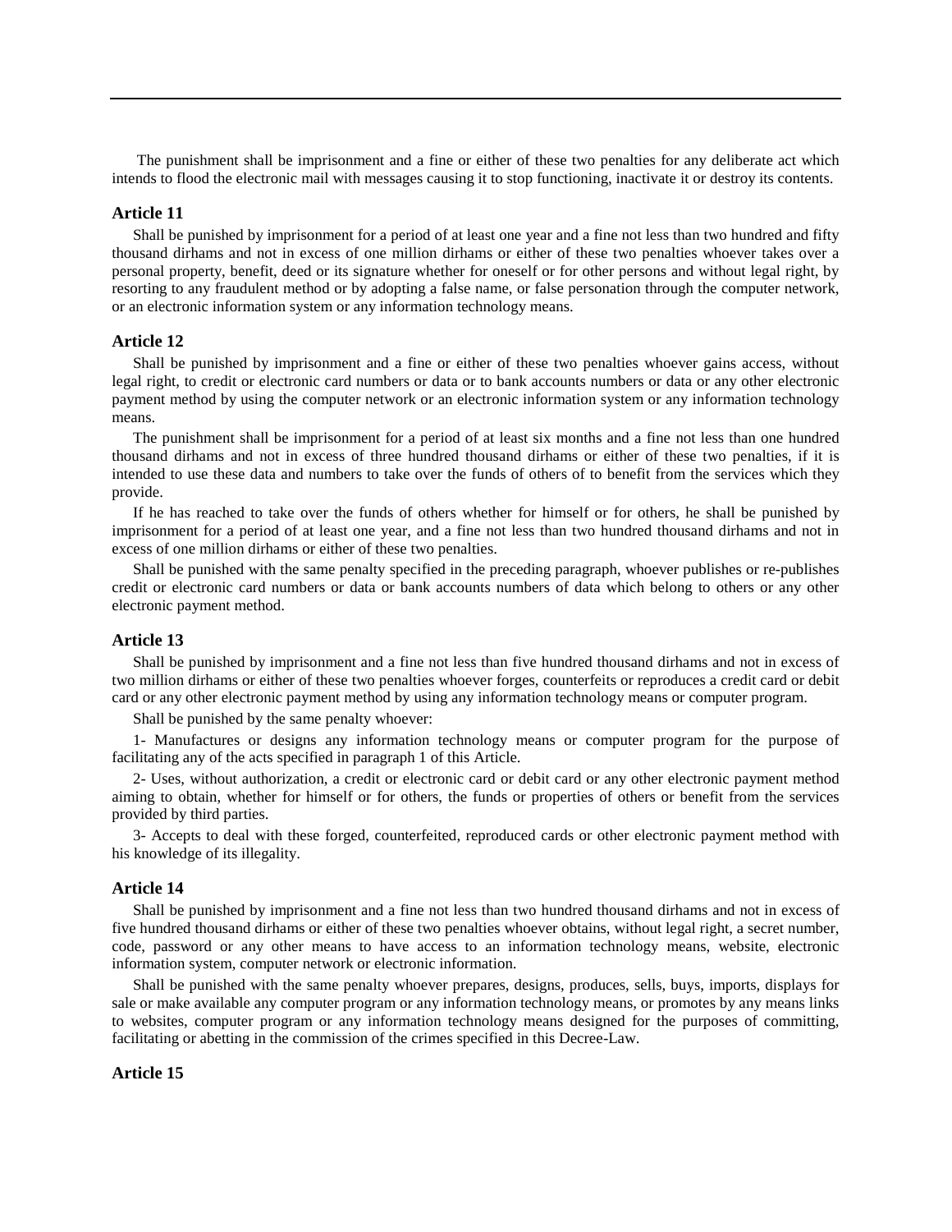The punishment shall be imprisonment and a fine or either of these two penalties for any deliberate act which intends to flood the electronic mail with messages causing it to stop functioning, inactivate it or destroy its contents.

### Article 11

Shall be punished by imprisonment for a period of at least one year and a fine not less than two hundred and fifty thousand dirhams and not in excess of one million dirhams or either of these two penalties whoever takes over a personal property, benefit, deed or its signature whether for oneself or for other persons and without legal right, by resorting to any fraudulent method or by adopting a false name, or false personation through the computer network, or an electronic information system or any information technology means.

### Article 12

Shall be punished by imprisonment and a fine or either of these two penalties whoever gains access, without legal right, to credit or electronic card numbers or data or to bank accounts numbers or data or any other electronic payment method by using the computer network or an electronic information system or any information technology means.

The punishment shall be imprisonment for a period of at least six months and a fine not less than one hundred thousand dirhams and not in excess of three hundred thousand dirhams or either of these two penalties, if it is intended to use these data and numbers to take over the funds of others of to benefit from the services which they provide.

If he has reached to take over the funds of others whether for himself or for others, he shall be punished by imprisonment for a period of at least one year, and a fine not less than two hundred thousand dirhams and not in excess of one million dirhams or either of these two penalties.

Shall be punished with the same penalty specified in the preceding paragraph, whoever publishes or re-publishes credit or electronic card numbers or data or bank accounts numbers of data which belong to others or any other electronic payment method.

### Article 13

Shall be punished by imprisonment and a fine not less than five hundred thousand dirhams and not in excess of two million dirhams or either of these two penalties whoever forges, counterfeits or reproduces a credit card or debit card or any other electronic payment method by using any information technology means or computer program.

Shall be punished by the same penalty whoever:

1- Manufactures or designs any information technology means or computer program for the purpose of facilitating any of the acts specified in paragraph 1 of this Article.

2- Uses, without authorization, a credit or electronic card or debit card or any other electronic payment method aiming to obtain, whether for himself or for others, the funds or properties of others or benefit from the services provided by third parties.

3- Accepts to deal with these forged, counterfeited, reproduced cards or other electronic payment method with his knowledge of its illegality.

### Article 14

Shall be punished by imprisonment and a fine not less than two hundred thousand dirhams and not in excess of five hundred thousand dirhams or either of these two penalties whoever obtains, without legal right, a secret number, code, password or any other means to have access to an information technology means, website, electronic information system, computer network or electronic information.

Shall be punished with the same penalty whoever prepares, designs, produces, sells, buys, imports, displays for sale or make available any computer program or any information technology means, or promotes by any means links to websites, computer program or any information technology means designed for the purposes of committing, facilitating or abetting in the commission of the crimes specified in this Decree-Law.

### Article 15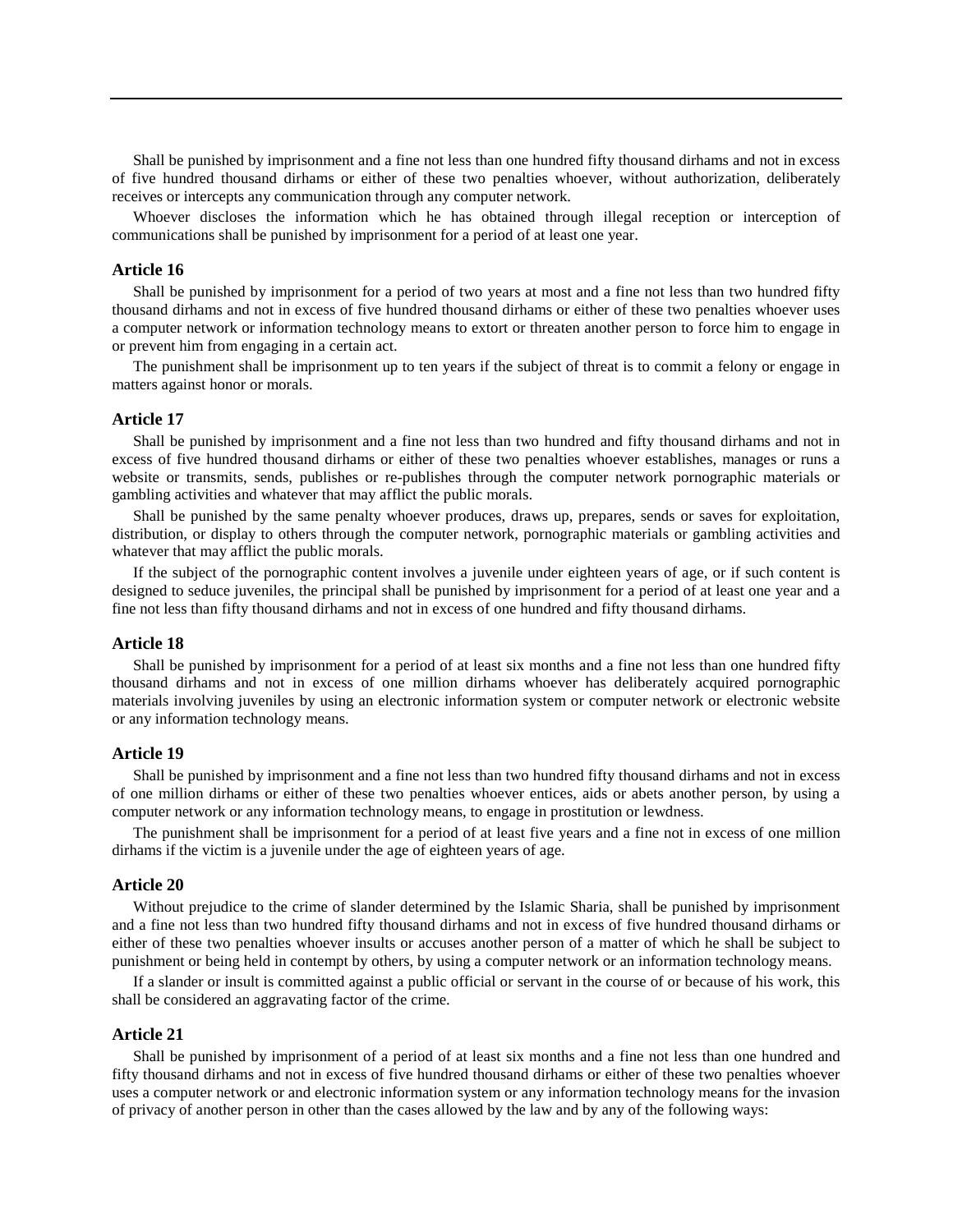Shall be punished by imprisonment and a fine not less than one hundred fifty thousand dirhams and not in excess of five hundred thousand dirhams or either of these two penalties whoever, without authorization, deliberately receives or intercepts any communication through any computer network.

Whoever discloses the information which he has obtained through illegal reception or interception of communications shall be punished by imprisonment for a period of at least one year.

### Article 16

Shall be punished by imprisonment for a period of two years at most and a fine not less than two hundred fifty thousand dirhams and not in excess of five hundred thousand dirhams or either of these two penalties whoever uses a computer network or information technology means to extort or threaten another person to force him to engage in or prevent him from engaging in a certain act.

The punishment shall be imprisonment up to ten years if the subject of threat is to commit a felony or engage in matters against honor or morals.

### Article 17

Shall be punished by imprisonment and a fine not less than two hundred and fifty thousand dirhams and not in excess of five hundred thousand dirhams or either of these two penalties whoever establishes, manages or runs a website or transmits, sends, publishes or re-publishes through the computer network pornographic materials or gambling activities and whatever that may afflict the public morals.

Shall be punished by the same penalty whoever produces, draws up, prepares, sends or saves for exploitation, distribution, or display to others through the computer network, pornographic materials or gambling activities and whatever that may afflict the public morals.

If the subject of the pornographic content involves a juvenile under eighteen years of age, or if such content is designed to seduce juveniles, the principal shall be punished by imprisonment for a period of at least one year and a fine not less than fifty thousand dirhams and not in excess of one hundred and fifty thousand dirhams.

### Article 18

Shall be punished by imprisonment for a period of at least six months and a fine not less than one hundred fifty thousand dirhams and not in excess of one million dirhams whoever has deliberately acquired pornographic materials involving juveniles by using an electronic information system or computer network or electronic website or any information technology means.

### Article 19

Shall be punished by imprisonment and a fine not less than two hundred fifty thousand dirhams and not in excess of one million dirhams or either of these two penalties whoever entices, aids or abets another person, by using a computer network or any information technology means, to engage in prostitution or lewdness.

The punishment shall be imprisonment for a period of at least five years and a fine not in excess of one million dirhams if the victim is a juvenile under the age of eighteen years of age.

### Article 20

Without prejudice to the crime of slander determined by the Islamic Sharia, shall be punished by imprisonment and a fine not less than two hundred fifty thousand dirhams and not in excess of five hundred thousand dirhams or either of these two penalties whoever insults or accuses another person of a matter of which he shall be subject to punishment or being held in contempt by others, by using a computer network or an information technology means.

If a slander or insult is committed against a public official or servant in the course of or because of his work, this shall be considered an aggravating factor of the crime.

### Article 21

Shall be punished by imprisonment of a period of at least six months and a fine not less than one hundred and fifty thousand dirhams and not in excess of five hundred thousand dirhams or either of these two penalties whoever uses a computer network or and electronic information system or any information technology means for the invasion of privacy of another person in other than the cases allowed by the law and by any of the following ways: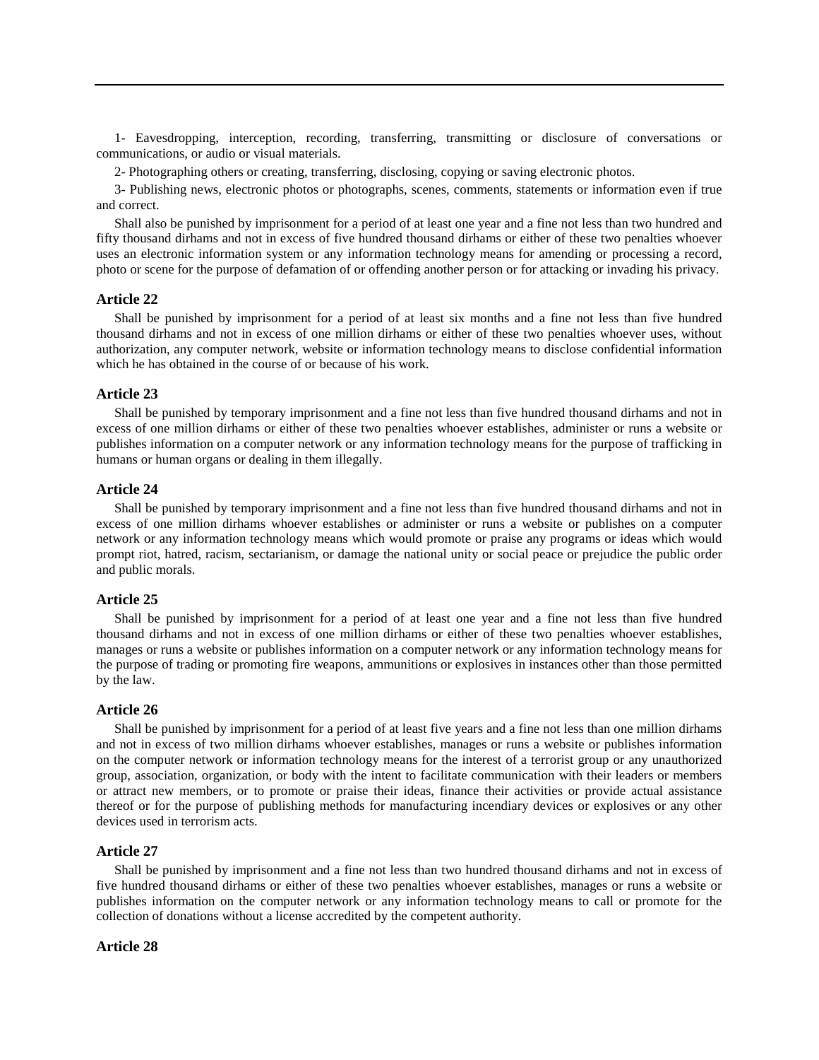1- Eavesdropping, interception, recording, transferring, transmitting or disclosure of conversations or communications, or audio or visual materials.

2- Photographing others or creating, transferring, disclosing, copying or saving electronic photos.

3- Publishing news, electronic photos or photographs, scenes, comments, statements or information even if true and correct.

Shall also be punished by imprisonment for a period of at least one year and a fine not less than two hundred and fifty thousand dirhams and not in excess of five hundred thousand dirhams or either of these two penalties whoever uses an electronic information system or any information technology means for amending or processing a record, photo or scene for the purpose of defamation of or offending another person or for attacking or invading his privacy.

### Article 22

Shall be punished by imprisonment for a period of at least six months and a fine not less than five hundred thousand dirhams and not in excess of one million dirhams or either of these two penalties whoever uses, without authorization, any computer network, website or information technology means to disclose confidential information which he has obtained in the course of or because of his work.

### Article 23

Shall be punished by temporary imprisonment and a fine not less than five hundred thousand dirhams and not in excess of one million dirhams or either of these two penalties whoever establishes, administer or runs a website or publishes information on a computer network or any information technology means for the purpose of trafficking in humans or human organs or dealing in them illegally.

### Article 24

Shall be punished by temporary imprisonment and a fine not less than five hundred thousand dirhams and not in excess of one million dirhams whoever establishes or administer or runs a website or publishes on a computer network or any information technology means which would promote or praise any programs or ideas which would prompt riot, hatred, racism, sectarianism, or damage the national unity or social peace or prejudice the public order and public morals.

### Article 25

Shall be punished by imprisonment for a period of at least one year and a fine not less than five hundred thousand dirhams and not in excess of one million dirhams or either of these two penalties whoever establishes, manages or runs a website or publishes information on a computer network or any information technology means for the purpose of trading or promoting fire weapons, ammunitions or explosives in instances other than those permitted by the law.

### Article 26

Shall be punished by imprisonment for a period of at least five years and a fine not less than one million dirhams and not in excess of two million dirhams whoever establishes, manages or runs a website or publishes information on the computer network or information technology means for the interest of a terrorist group or any unauthorized group, association, organization, or body with the intent to facilitate communication with their leaders or members or attract new members, or to promote or praise their ideas, finance their activities or provide actual assistance thereof or for the purpose of publishing methods for manufacturing incendiary devices or explosives or any other devices used in terrorism acts.

### Article 27

Shall be punished by imprisonment and a fine not less than two hundred thousand dirhams and not in excess of five hundred thousand dirhams or either of these two penalties whoever establishes, manages or runs a website or publishes information on the computer network or any information technology means to call or promote for the collection of donations without a license accredited by the competent authority.

### Article 28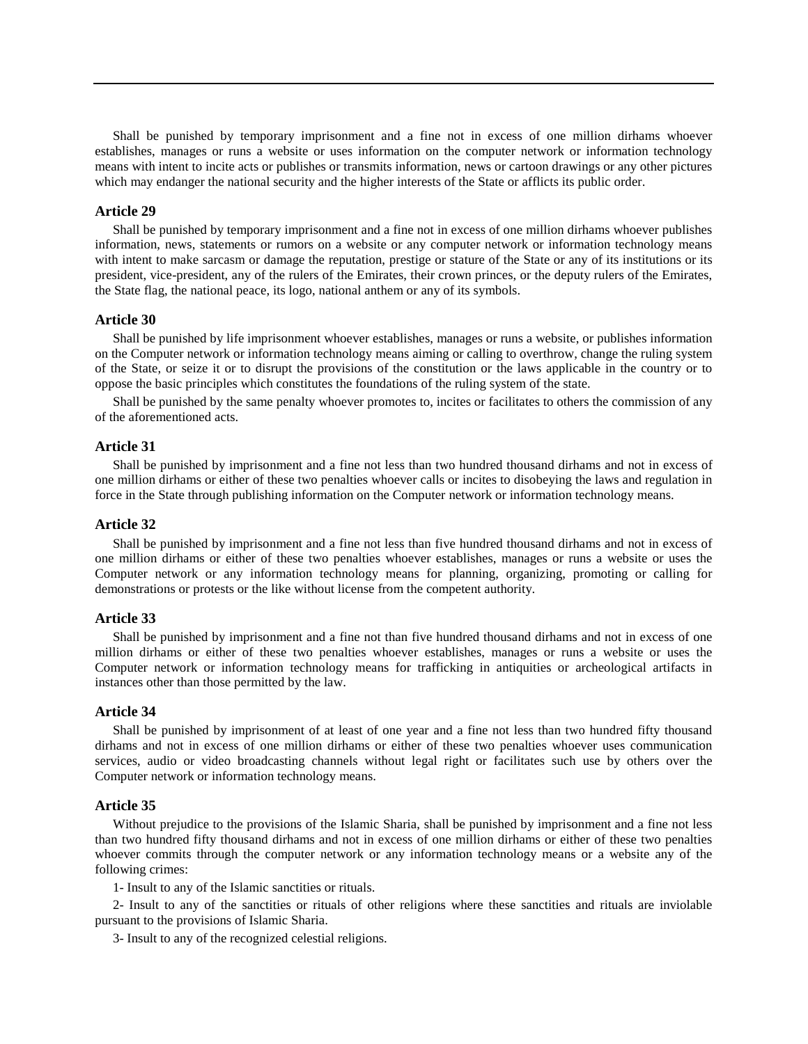Shall be punished by temporary imprisonment and a fine not in excess of one million dirhams whoever establishes, manages or runs a website or uses information on the computer network or information technology means with intent to incite acts or publishes or transmits information, news or cartoon drawings or any other pictures which may endanger the national security and the higher interests of the State or afflicts its public order.

### Article 29

Shall be punished by temporary imprisonment and a fine not in excess of one million dirhams whoever publishes information, news, statements or rumors on a website or any computer network or information technology means with intent to make sarcasm or damage the reputation, prestige or stature of the State or any of its institutions or its president, vice-president, any of the rulers of the Emirates, their crown princes, or the deputy rulers of the Emirates, the State flag, the national peace, its logo, national anthem or any of its symbols.

### Article 30

Shall be punished by life imprisonment whoever establishes, manages or runs a website, or publishes information on the Computer network or information technology means aiming or calling to overthrow, change the ruling system of the State, or seize it or to disrupt the provisions of the constitution or the laws applicable in the country or to oppose the basic principles which constitutes the foundations of the ruling system of the state.

Shall be punished by the same penalty whoever promotes to, incites or facilitates to others the commission of any of the aforementioned acts.

### Article 31

Shall be punished by imprisonment and a fine not less than two hundred thousand dirhams and not in excess of one million dirhams or either of these two penalties whoever calls or incites to disobeying the laws and regulation in force in the State through publishing information on the Computer network or information technology means.

### Article 32

Shall be punished by imprisonment and a fine not less than five hundred thousand dirhams and not in excess of one million dirhams or either of these two penalties whoever establishes, manages or runs a website or uses the Computer network or any information technology means for planning, organizing, promoting or calling for demonstrations or protests or the like without license from the competent authority.

### Article 33

Shall be punished by imprisonment and a fine not than five hundred thousand dirhams and not in excess of one million dirhams or either of these two penalties whoever establishes, manages or runs a website or uses the Computer network or information technology means for trafficking in antiquities or archeological artifacts in instances other than those permitted by the law.

### Article 34

Shall be punished by imprisonment of at least of one year and a fine not less than two hundred fifty thousand dirhams and not in excess of one million dirhams or either of these two penalties whoever uses communication services, audio or video broadcasting channels without legal right or facilitates such use by others over the Computer network or information technology means.

### Article 35

Without prejudice to the provisions of the Islamic Sharia, shall be punished by imprisonment and a fine not less than two hundred fifty thousand dirhams and not in excess of one million dirhams or either of these two penalties whoever commits through the computer network or any information technology means or a website any of the following crimes:

1- Insult to any of the Islamic sanctities or rituals.

2- Insult to any of the sanctities or rituals of other religions where these sanctities and rituals are inviolable pursuant to the provisions of Islamic Sharia.

3- Insult to any of the recognized celestial religions.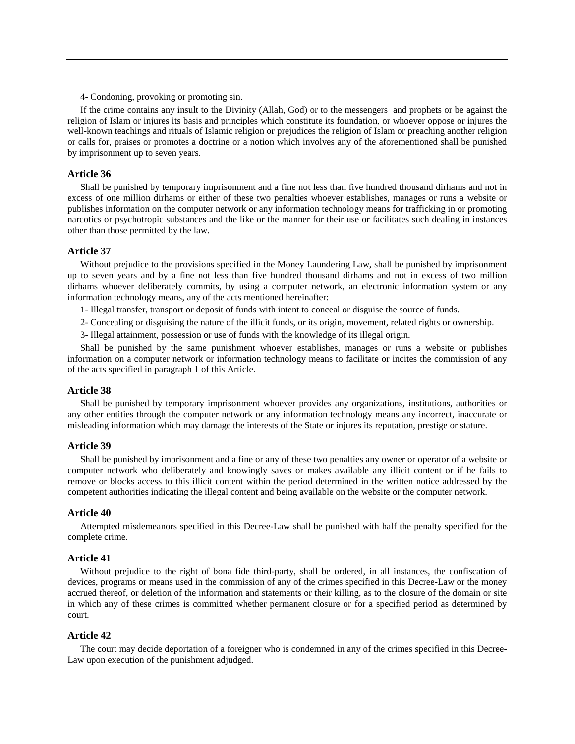4- Condoning, provoking or promoting sin.

If the crime contains any insult to the Divinity (Allah, God) or to the messengers and prophets or be against the religion of Islam or injures its basis and principles which constitute its foundation, or whoever oppose or injures the well-known teachings and rituals of Islamic religion or prejudices the religion of Islam or preaching another religion or calls for, praises or promotes a doctrine or a notion which involves any of the aforementioned shall be punished by imprisonment up to seven years.

### Article 36

Shall be punished by temporary imprisonment and a fine not less than five hundred thousand dirhams and not in excess of one million dirhams or either of these two penalties whoever establishes, manages or runs a website or publishes information on the computer network or any information technology means for trafficking in or promoting narcotics or psychotropic substances and the like or the manner for their use or facilitates such dealing in instances other than those permitted by the law.

### Article 37

Without prejudice to the provisions specified in the Money Laundering Law, shall be punished by imprisonment up to seven years and by a fine not less than five hundred thousand dirhams and not in excess of two million dirhams whoever deliberately commits, by using a computer network, an electronic information system or any information technology means, any of the acts mentioned hereinafter:

1- Illegal transfer, transport or deposit of funds with intent to conceal or disguise the source of funds.

2- Concealing or disguising the nature of the illicit funds, or its origin, movement, related rights or ownership.

3- Illegal attainment, possession or use of funds with the knowledge of its illegal origin.

Shall be punished by the same punishment whoever establishes, manages or runs a website or publishes information on a computer network or information technology means to facilitate or incites the commission of any of the acts specified in paragraph 1 of this Article.

### Article 38

Shall be punished by temporary imprisonment whoever provides any organizations, institutions, authorities or any other entities through the computer network or any information technology means any incorrect, inaccurate or misleading information which may damage the interests of the State or injures its reputation, prestige or stature.

### Article 39

Shall be punished by imprisonment and a fine or any of these two penalties any owner or operator of a website or computer network who deliberately and knowingly saves or makes available any illicit content or if he fails to remove or blocks access to this illicit content within the period determined in the written notice addressed by the competent authorities indicating the illegal content and being available on the website or the computer network.

### Article 40

Attempted misdemeanors specified in this Decree-Law shall be punished with half the penalty specified for the complete crime.

### Article 41

Without prejudice to the right of bona fide third-party, shall be ordered, in all instances, the confiscation of devices, programs or means used in the commission of any of the crimes specified in this Decree-Law or the money accrued thereof, or deletion of the information and statements or their killing, as to the closure of the domain or site in which any of these crimes is committed whether permanent closure or for a specified period as determined by court.

### Article 42

The court may decide deportation of a foreigner who is condemned in any of the crimes specified in this Decree-Law upon execution of the punishment adjudged.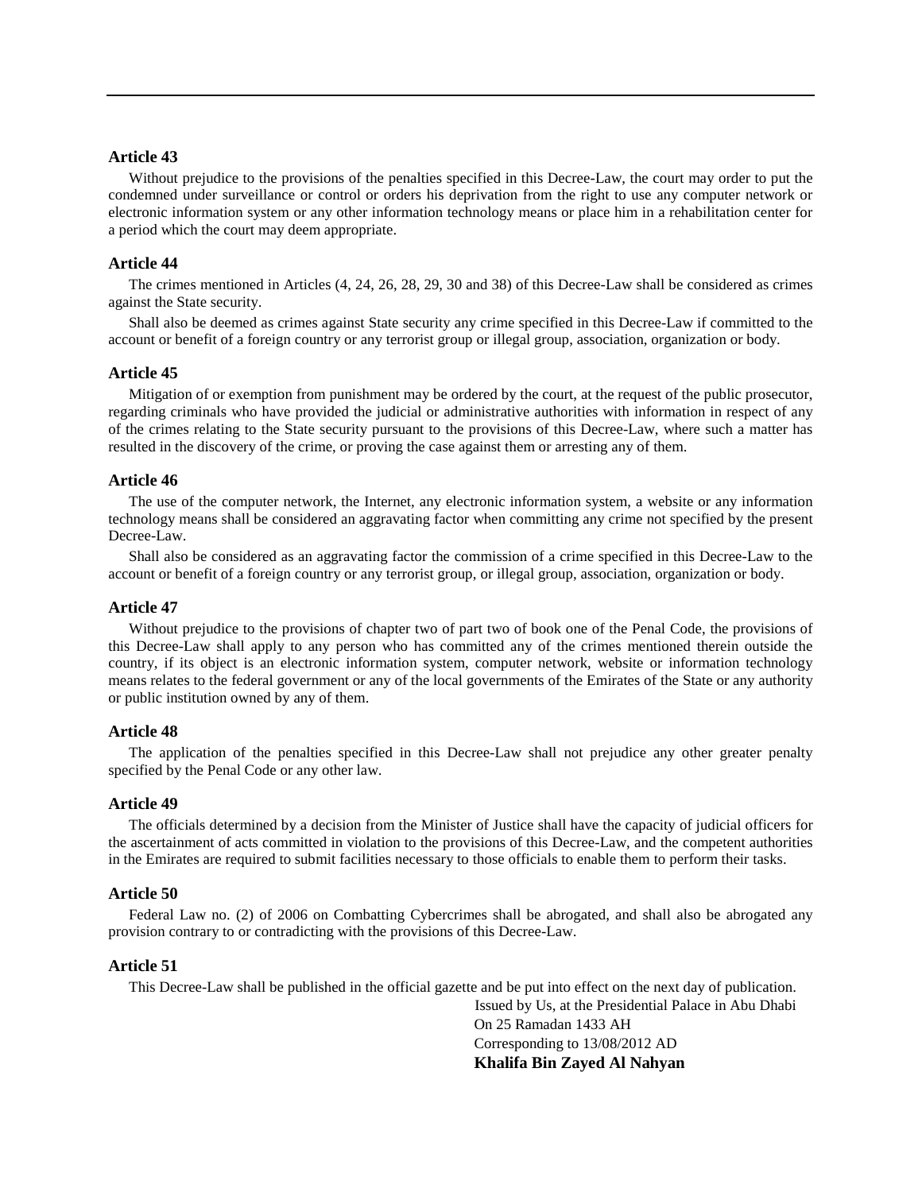### Article 43

Without prejudice to the provisions of the penalties specified in this Decree-Law, the court may order to put the condemned under surveillance or control or orders his deprivation from the right to use any computer network or electronic information system or any other information technology means or place him in a rehabilitation center for a period which the court may deem appropriate.

### Article 44

The crimes mentioned in Articles (4, 24, 26, 28, 29, 30 and 38) of this Decree-Law shall be considered as crimes against the State security.

Shall also be deemed as crimes against State security any crime specified in this Decree-Law if committed to the account or benefit of a foreign country or any terrorist group or illegal group, association, organization or body.

### Article 45

Mitigation of or exemption from punishment may be ordered by the court, at the request of the public prosecutor, regarding criminals who have provided the judicial or administrative authorities with information in respect of any of the crimes relating to the State security pursuant to the provisions of this Decree-Law, where such a matter has resulted in the discovery of the crime, or proving the case against them or arresting any of them.

### Article 46

The use of the computer network, the Internet, any electronic information system, a website or any information technology means shall be considered an aggravating factor when committing any crime not specified by the present Decree-Law.

Shall also be considered as an aggravating factor the commission of a crime specified in this Decree-Law to the account or benefit of a foreign country or any terrorist group, or illegal group, association, organization or body.

### Article 47

Without prejudice to the provisions of chapter two of part two of book one of the Penal Code, the provisions of this Decree-Law shall apply to any person who has committed any of the crimes mentioned therein outside the country, if its object is an electronic information system, computer network, website or information technology means relates to the federal government or any of the local governments of the Emirates of the State or any authority or public institution owned by any of them.

### Article 48

The application of the penalties specified in this Decree-Law shall not prejudice any other greater penalty specified by the Penal Code or any other law.

### Article 49

The officials determined by a decision from the Minister of Justice shall have the capacity of judicial officers for the ascertainment of acts committed in violation to the provisions of this Decree-Law, and the competent authorities in the Emirates are required to submit facilities necessary to those officials to enable them to perform their tasks.

### Article 50

Federal Law no. (2) of 2006 on Combatting Cybercrimes shall be abrogated, and shall also be abrogated any provision contrary to or contradicting with the provisions of this Decree-Law.

### Article 51

This Decree-Law shall be published in the official gazette and be put into effect on the next day of publication.

Issued by Us, at the Presidential Palace in Abu Dhabi
On 25 Ramadan 1433 AH
Corresponding to 13/08/2012 AD
**Khalifa Bin Zayed Al Nahyan**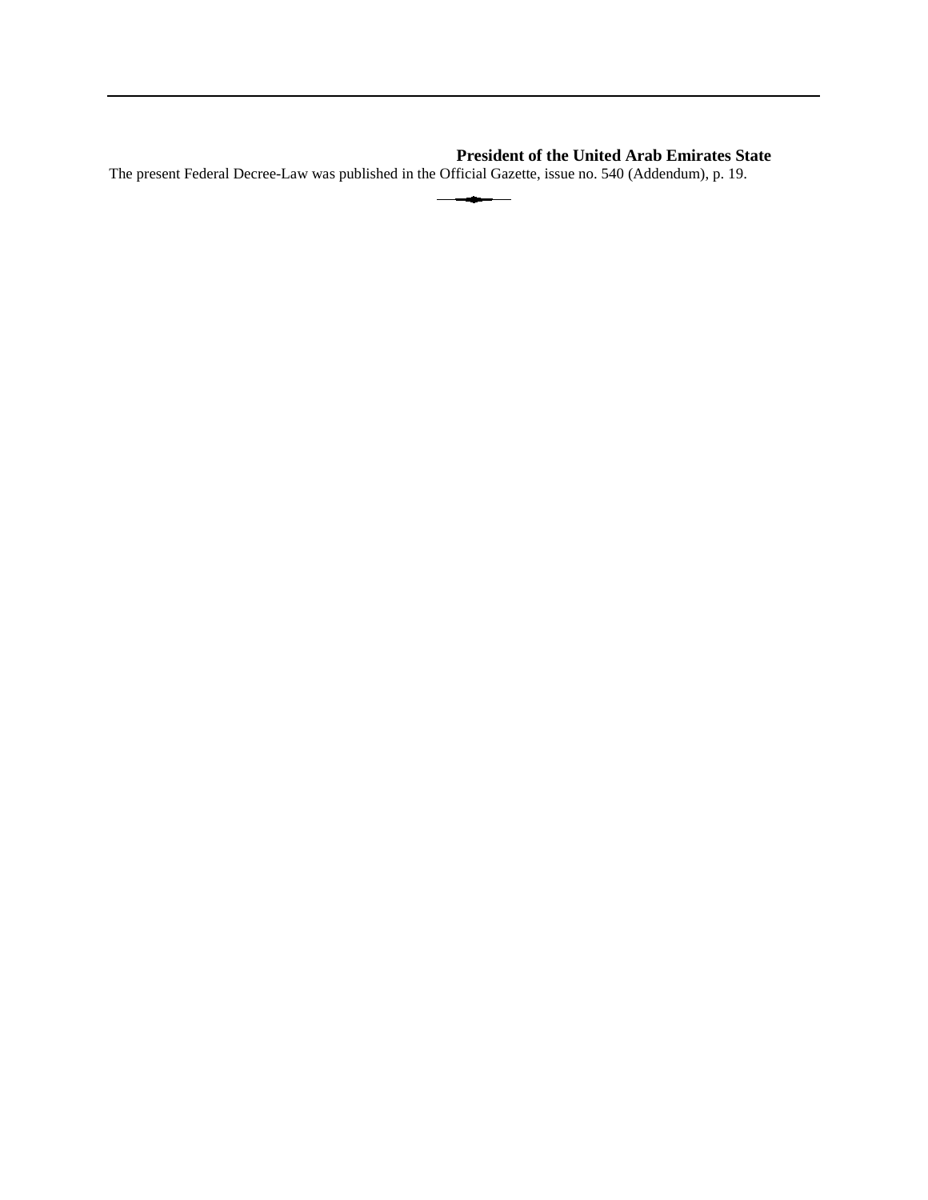**President of the United Arab Emirates State**

The present Federal Decree-Law was published in the Official Gazette, issue no. 540 (Addendum), p. 19.